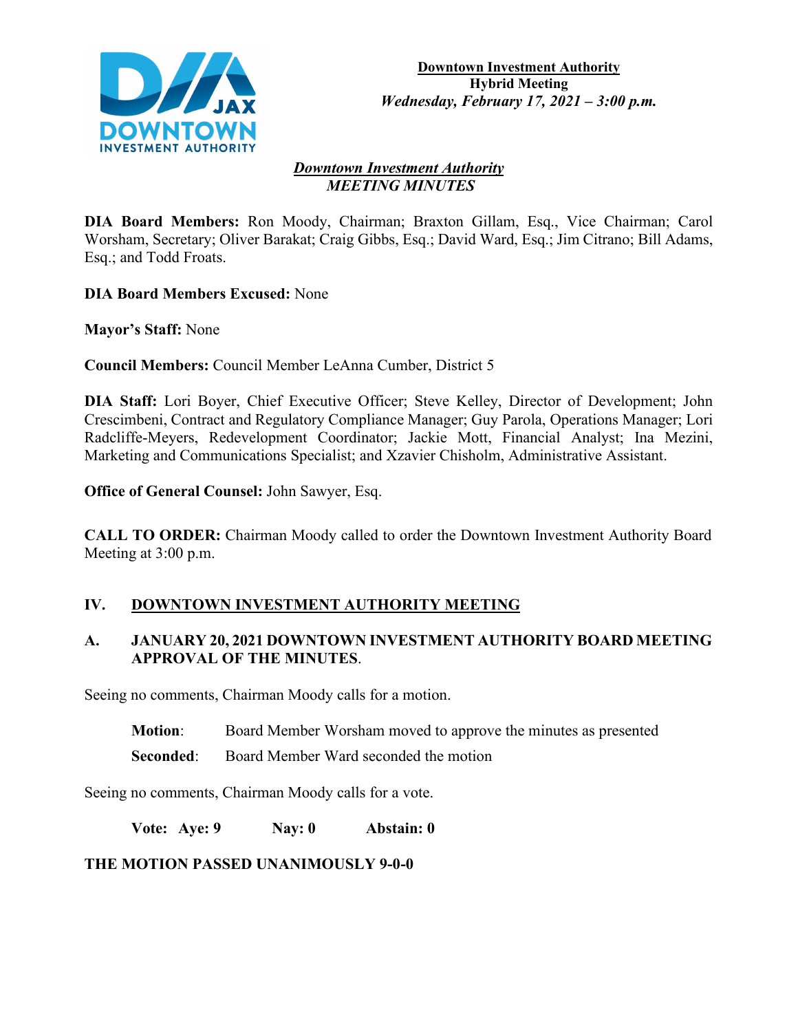**Downtown Investment Authority**
**Hybrid Meeting**
***Wednesday, February 17, 2021 – 3:00 p.m.***

# *Downtown Investment Authority*
# *MEETING MINUTES*

**DIA Board Members:** Ron Moody, Chairman; Braxton Gillam, Esq., Vice Chairman; Carol Worsham, Secretary; Oliver Barakat; Craig Gibbs, Esq.; David Ward, Esq.; Jim Citrano; Bill Adams, Esq.; and Todd Froats.

**DIA Board Members Excused:** None

**Mayor's Staff:** None

**Council Members:** Council Member LeAnna Cumber, District 5

**DIA Staff:** Lori Boyer, Chief Executive Officer; Steve Kelley, Director of Development; John Crescimbeni, Contract and Regulatory Compliance Manager; Guy Parola, Operations Manager; Lori Radcliffe-Meyers, Redevelopment Coordinator; Jackie Mott, Financial Analyst; Ina Mezini, Marketing and Communications Specialist; and Xzavier Chisholm, Administrative Assistant.

**Office of General Counsel:** John Sawyer, Esq.

**CALL TO ORDER:** Chairman Moody called to order the Downtown Investment Authority Board Meeting at 3:00 p.m.

## IV. DOWNTOWN INVESTMENT AUTHORITY MEETING

### A. JANUARY 20, 2021 DOWNTOWN INVESTMENT AUTHORITY BOARD MEETING APPROVAL OF THE MINUTES.

Seeing no comments, Chairman Moody calls for a motion.

**Motion**: Board Member Worsham moved to approve the minutes as presented

**Seconded**: Board Member Ward seconded the motion

Seeing no comments, Chairman Moody calls for a vote.

**Vote: Aye: 9 Nay: 0 Abstain: 0**

**THE MOTION PASSED UNANIMOUSLY 9-0-0**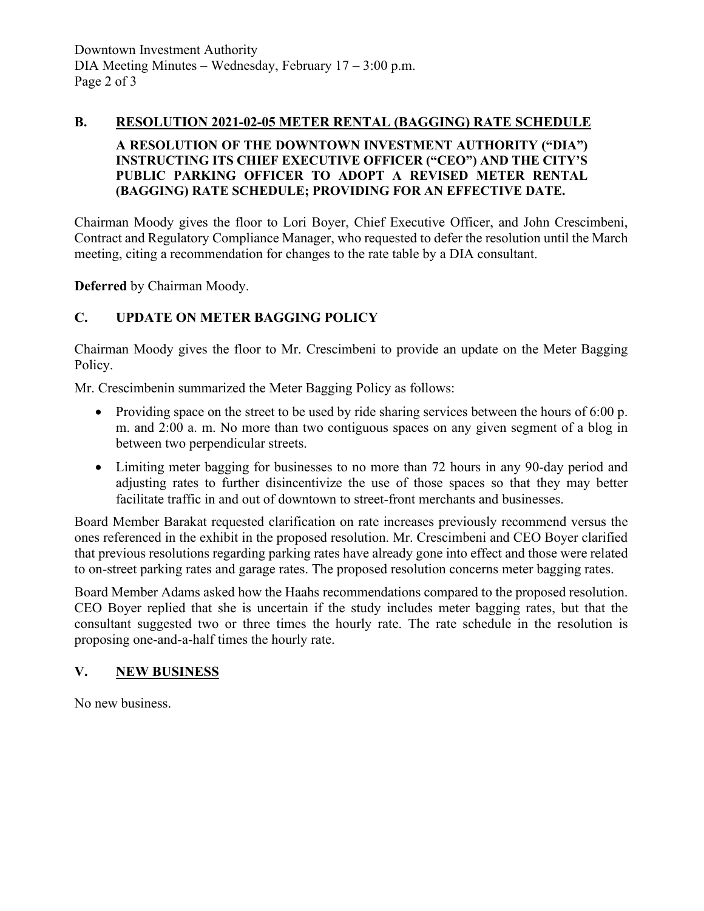## B. RESOLUTION 2021-02-05 METER RENTAL (BAGGING) RATE SCHEDULE

**A RESOLUTION OF THE DOWNTOWN INVESTMENT AUTHORITY ("DIA") INSTRUCTING ITS CHIEF EXECUTIVE OFFICER ("CEO") AND THE CITY'S PUBLIC PARKING OFFICER TO ADOPT A REVISED METER RENTAL (BAGGING) RATE SCHEDULE; PROVIDING FOR AN EFFECTIVE DATE.**

Chairman Moody gives the floor to Lori Boyer, Chief Executive Officer, and John Crescimbeni, Contract and Regulatory Compliance Manager, who requested to defer the resolution until the March meeting, citing a recommendation for changes to the rate table by a DIA consultant.

**Deferred** by Chairman Moody.

## C. UPDATE ON METER BAGGING POLICY

Chairman Moody gives the floor to Mr. Crescimbeni to provide an update on the Meter Bagging Policy.

Mr. Crescimbenin summarized the Meter Bagging Policy as follows:

- Providing space on the street to be used by ride sharing services between the hours of 6:00 p. m. and 2:00 a. m. No more than two contiguous spaces on any given segment of a blog in between two perpendicular streets.
- Limiting meter bagging for businesses to no more than 72 hours in any 90-day period and adjusting rates to further disincentivize the use of those spaces so that they may better facilitate traffic in and out of downtown to street-front merchants and businesses.

Board Member Barakat requested clarification on rate increases previously recommend versus the ones referenced in the exhibit in the proposed resolution. Mr. Crescimbeni and CEO Boyer clarified that previous resolutions regarding parking rates have already gone into effect and those were related to on-street parking rates and garage rates. The proposed resolution concerns meter bagging rates.

Board Member Adams asked how the Haahs recommendations compared to the proposed resolution. CEO Boyer replied that she is uncertain if the study includes meter bagging rates, but that the consultant suggested two or three times the hourly rate. The rate schedule in the resolution is proposing one-and-a-half times the hourly rate.

## V. NEW BUSINESS

No new business.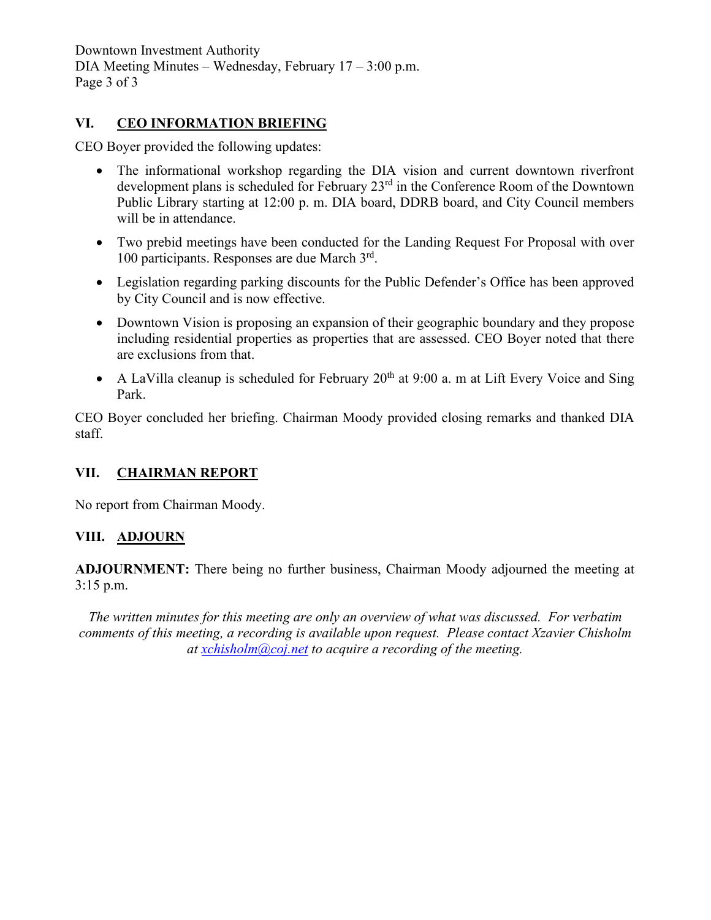## VI. CEO INFORMATION BRIEFING

CEO Boyer provided the following updates:

- The informational workshop regarding the DIA vision and current downtown riverfront development plans is scheduled for February 23rd in the Conference Room of the Downtown Public Library starting at 12:00 p. m. DIA board, DDRB board, and City Council members will be in attendance.
- Two prebid meetings have been conducted for the Landing Request For Proposal with over 100 participants. Responses are due March 3rd.
- Legislation regarding parking discounts for the Public Defender's Office has been approved by City Council and is now effective.
- Downtown Vision is proposing an expansion of their geographic boundary and they propose including residential properties as properties that are assessed. CEO Boyer noted that there are exclusions from that.
- A LaVilla cleanup is scheduled for February 20th at 9:00 a. m at Lift Every Voice and Sing Park.

CEO Boyer concluded her briefing. Chairman Moody provided closing remarks and thanked DIA staff.

## VII. CHAIRMAN REPORT

No report from Chairman Moody.

## VIII. ADJOURN

**ADJOURNMENT:** There being no further business, Chairman Moody adjourned the meeting at 3:15 p.m.

*The written minutes for this meeting are only an overview of what was discussed. For verbatim comments of this meeting, a recording is available upon request. Please contact Xzavier Chisholm at xchisholm@coj.net to acquire a recording of the meeting.*